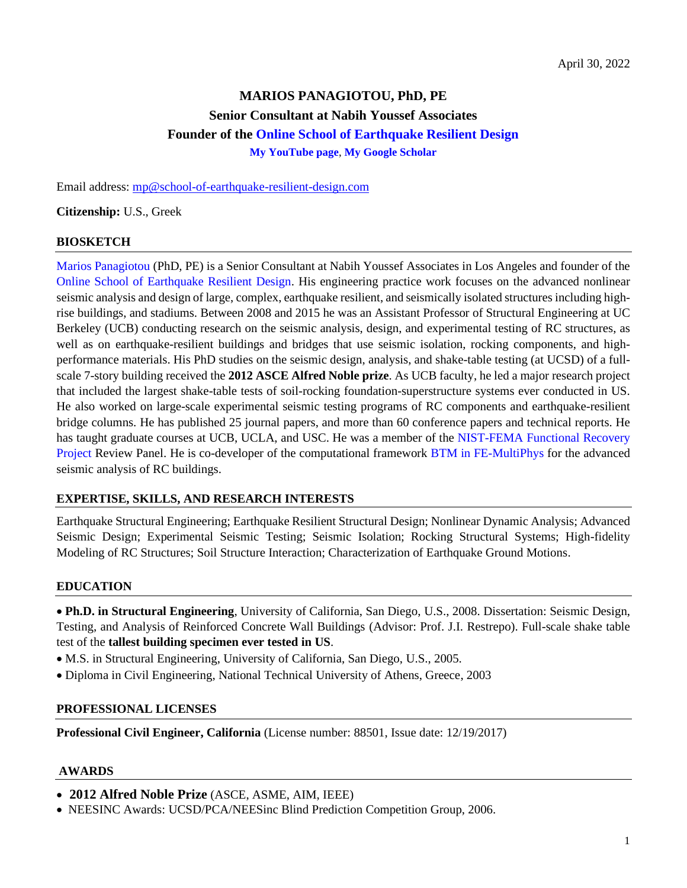April 30, 2022

# MARIOS PANAGIOTOU, PhD, PE

**Senior Consultant at Nabih Youssef Associates**

**Founder of the Online School of Earthquake Resilient Design**

**My YouTube page, My Google Scholar**

Email address: mp@school-of-earthquake-resilient-design.com

**Citizenship:** U.S., Greek

## BIOSKETCH

Marios Panagiotou (PhD, PE) is a Senior Consultant at Nabih Youssef Associates in Los Angeles and founder of the Online School of Earthquake Resilient Design. His engineering practice work focuses on the advanced nonlinear seismic analysis and design of large, complex, earthquake resilient, and seismically isolated structures including high-rise buildings, and stadiums. Between 2008 and 2015 he was an Assistant Professor of Structural Engineering at UC Berkeley (UCB) conducting research on the seismic analysis, design, and experimental testing of RC structures, as well as on earthquake-resilient buildings and bridges that use seismic isolation, rocking components, and high-performance materials. His PhD studies on the seismic design, analysis, and shake-table testing (at UCSD) of a full-scale 7-story building received the **2012 ASCE Alfred Noble prize**. As UCB faculty, he led a major research project that included the largest shake-table tests of soil-rocking foundation-superstructure systems ever conducted in US. He also worked on large-scale experimental seismic testing programs of RC components and earthquake-resilient bridge columns. He has published 25 journal papers, and more than 60 conference papers and technical reports. He has taught graduate courses at UCB, UCLA, and USC. He was a member of the NIST-FEMA Functional Recovery Project Review Panel. He is co-developer of the computational framework BTM in FE-MultiPhys for the advanced seismic analysis of RC buildings.

## EXPERTISE, SKILLS, AND RESEARCH INTERESTS

Earthquake Structural Engineering; Earthquake Resilient Structural Design; Nonlinear Dynamic Analysis; Advanced Seismic Design; Experimental Seismic Testing; Seismic Isolation; Rocking Structural Systems; High-fidelity Modeling of RC Structures; Soil Structure Interaction; Characterization of Earthquake Ground Motions.

## EDUCATION

- **Ph.D. in Structural Engineering**, University of California, San Diego, U.S., 2008. Dissertation: Seismic Design, Testing, and Analysis of Reinforced Concrete Wall Buildings (Advisor: Prof. J.I. Restrepo). Full-scale shake table test of the **tallest building specimen ever tested in US**.
- M.S. in Structural Engineering, University of California, San Diego, U.S., 2005.
- Diploma in Civil Engineering, National Technical University of Athens, Greece, 2003

## PROFESSIONAL LICENSES

**Professional Civil Engineer, California** (License number: 88501, Issue date: 12/19/2017)

## AWARDS

- **2012 Alfred Noble Prize** (ASCE, ASME, AIM, IEEE)
- NEESINC Awards: UCSD/PCA/NEESinc Blind Prediction Competition Group, 2006.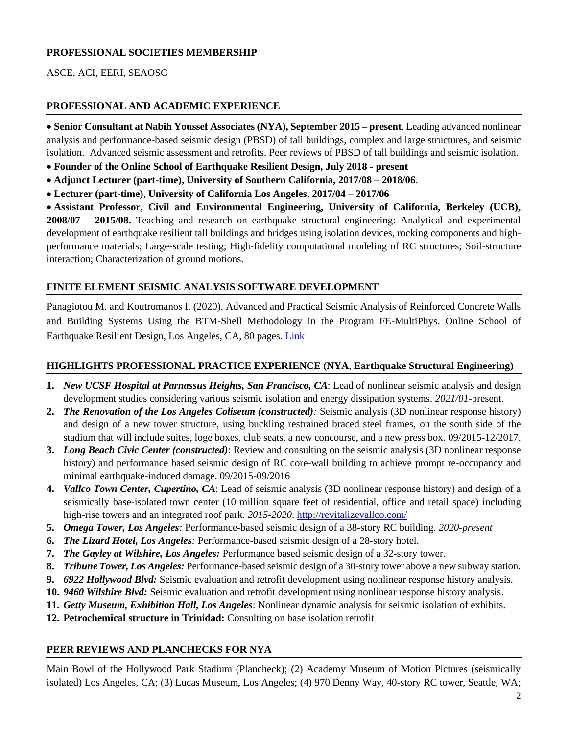## PROFESSIONAL SOCIETIES MEMBERSHIP

ASCE, ACI, EERI, SEAOSC

## PROFESSIONAL AND ACADEMIC EXPERIENCE

- **Senior Consultant at Nabih Youssef Associates (NYA), September 2015 – present**. Leading advanced nonlinear analysis and performance-based seismic design (PBSD) of tall buildings, complex and large structures, and seismic isolation. Advanced seismic assessment and retrofits. Peer reviews of PBSD of tall buildings and seismic isolation.
- **Founder of the Online School of Earthquake Resilient Design, July 2018 - present**
- **Adjunct Lecturer (part-time), University of Southern California, 2017/08 – 2018/06**.
- **Lecturer (part-time), University of California Los Angeles, 2017/04 – 2017/06**
- **Assistant Professor, Civil and Environmental Engineering, University of California, Berkeley (UCB), 2008/07 – 2015/08.** Teaching and research on earthquake structural engineering: Analytical and experimental development of earthquake resilient tall buildings and bridges using isolation devices, rocking components and high-performance materials; Large-scale testing; High-fidelity computational modeling of RC structures; Soil-structure interaction; Characterization of ground motions.

## FINITE ELEMENT SEISMIC ANALYSIS SOFTWARE DEVELOPMENT

Panagiotou M. and Koutromanos I. (2020). Advanced and Practical Seismic Analysis of Reinforced Concrete Walls and Building Systems Using the BTM-Shell Methodology in the Program FE-MultiPhys. Online School of Earthquake Resilient Design, Los Angeles, CA, 80 pages. Link

## HIGHLIGHTS PROFESSIONAL PRACTICE EXPERIENCE (NYA, Earthquake Structural Engineering)

1. ***New UCSF Hospital at Parnassus Heights, San Francisco, CA***: Lead of nonlinear seismic analysis and design development studies considering various seismic isolation and energy dissipation systems. *2021/01*-present.
2. ***The Renovation of the Los Angeles Coliseum (constructed)****:* Seismic analysis (3D nonlinear response history) and design of a new tower structure, using buckling restrained braced steel frames, on the south side of the stadium that will include suites, loge boxes, club seats, a new concourse, and a new press box. 09/2015-12/2017.
3. ***Long Beach Civic Center (constructed)***: Review and consulting on the seismic analysis (3D nonlinear response history) and performance based seismic design of RC core-wall building to achieve prompt re-occupancy and minimal earthquake-induced damage. 09/2015-09/2016
4. ***Vallco Town Center, Cupertino, CA***: Lead of seismic analysis (3D nonlinear response history) and design of a seismically base-isolated town center (10 million square feet of residential, office and retail space) including high-rise towers and an integrated roof park. *2015-2020*. http://revitalizevallco.com/
5. ***Omega Tower, Los Angeles****:* Performance-based seismic design of a 38-story RC building. *2020-present*
6. ***The Lizard Hotel, Los Angeles****:* Performance-based seismic design of a 28-story hotel.
7. ***The Gayley at Wilshire, Los Angeles:*** Performance based seismic design of a 32-story tower.
8. ***Tribune Tower, Los Angeles:*** Performance-based seismic design of a 30-story tower above a new subway station.
9. ***6922 Hollywood Blvd:*** Seismic evaluation and retrofit development using nonlinear response history analysis.
10. ***9460 Wilshire Blvd:*** Seismic evaluation and retrofit development using nonlinear response history analysis.
11. ***Getty Museum, Exhibition Hall, Los Angeles***: Nonlinear dynamic analysis for seismic isolation of exhibits.
12. **Petrochemical structure in Trinidad:** Consulting on base isolation retrofit

## PEER REVIEWS AND PLANCHECKS FOR NYA

Main Bowl of the Hollywood Park Stadium (Plancheck); (2) Academy Museum of Motion Pictures (seismically isolated) Los Angeles, CA; (3) Lucas Museum, Los Angeles; (4) 970 Denny Way, 40-story RC tower, Seattle, WA;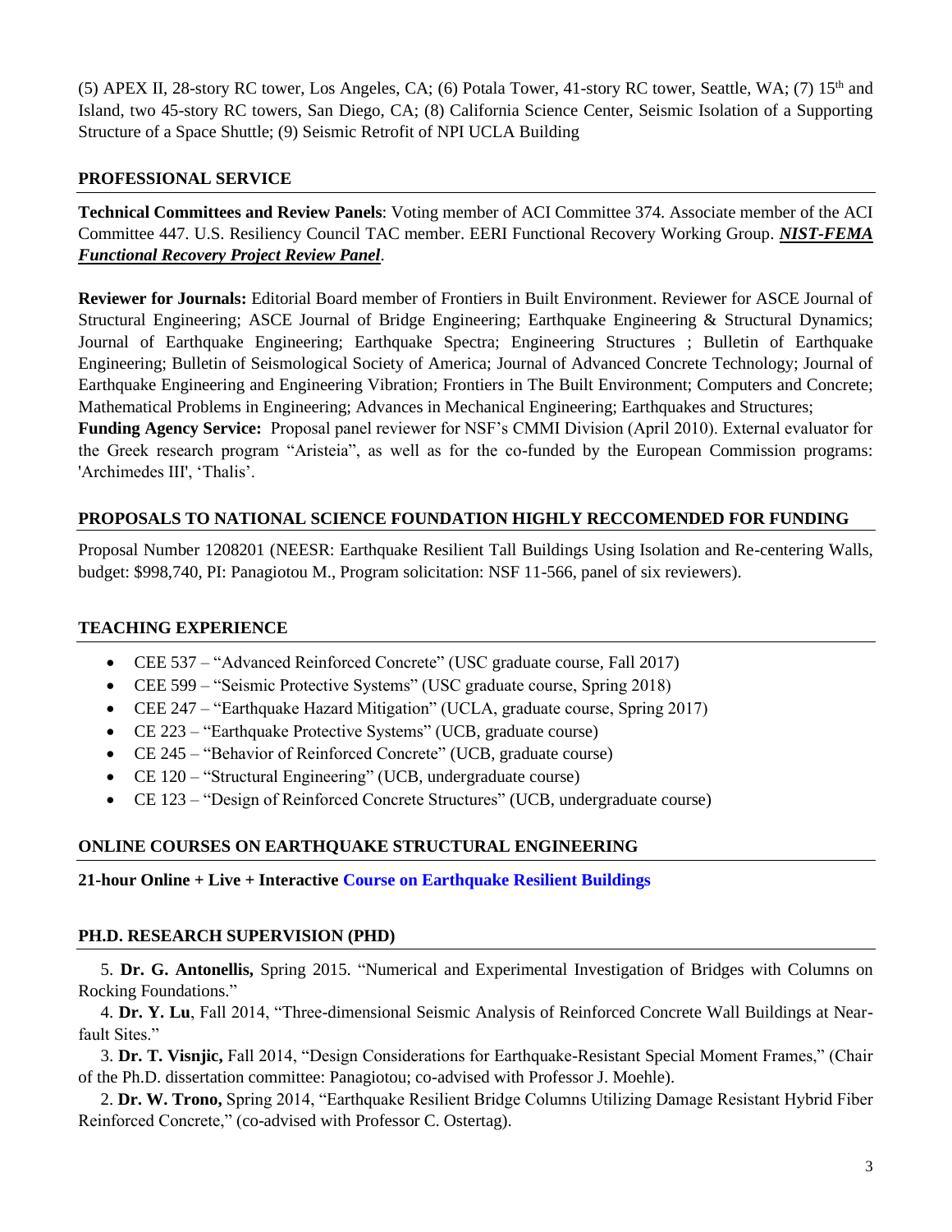(5) APEX II, 28-story RC tower, Los Angeles, CA; (6) Potala Tower, 41-story RC tower, Seattle, WA; (7) 15th and Island, two 45-story RC towers, San Diego, CA; (8) California Science Center, Seismic Isolation of a Supporting Structure of a Space Shuttle; (9) Seismic Retrofit of NPI UCLA Building

## PROFESSIONAL SERVICE

**Technical Committees and Review Panels**: Voting member of ACI Committee 374. Associate member of the ACI Committee 447. U.S. Resiliency Council TAC member. EERI Functional Recovery Working Group. ***NIST-FEMA Functional Recovery Project Review Panel***.

**Reviewer for Journals:** Editorial Board member of Frontiers in Built Environment. Reviewer for ASCE Journal of Structural Engineering; ASCE Journal of Bridge Engineering; Earthquake Engineering & Structural Dynamics; Journal of Earthquake Engineering; Earthquake Spectra; Engineering Structures ; Bulletin of Earthquake Engineering; Bulletin of Seismological Society of America; Journal of Advanced Concrete Technology; Journal of Earthquake Engineering and Engineering Vibration; Frontiers in The Built Environment; Computers and Concrete; Mathematical Problems in Engineering; Advances in Mechanical Engineering; Earthquakes and Structures;

**Funding Agency Service:** Proposal panel reviewer for NSF's CMMI Division (April 2010). External evaluator for the Greek research program "Aristeia", as well as for the co-funded by the European Commission programs: 'Archimedes III', 'Thalis'.

## PROPOSALS TO NATIONAL SCIENCE FOUNDATION HIGHLY RECCOMENDED FOR FUNDING

Proposal Number 1208201 (NEESR: Earthquake Resilient Tall Buildings Using Isolation and Re-centering Walls, budget: $998,740, PI: Panagiotou M., Program solicitation: NSF 11-566, panel of six reviewers).

## TEACHING EXPERIENCE

- CEE 537 – "Advanced Reinforced Concrete" (USC graduate course, Fall 2017)
- CEE 599 – "Seismic Protective Systems" (USC graduate course, Spring 2018)
- CEE 247 – "Earthquake Hazard Mitigation" (UCLA, graduate course, Spring 2017)
- CE 223 – "Earthquake Protective Systems" (UCB, graduate course)
- CE 245 – "Behavior of Reinforced Concrete" (UCB, graduate course)
- CE 120 – "Structural Engineering" (UCB, undergraduate course)
- CE 123 – "Design of Reinforced Concrete Structures" (UCB, undergraduate course)

## ONLINE COURSES ON EARTHQUAKE STRUCTURAL ENGINEERING

**21-hour Online + Live + Interactive Course on Earthquake Resilient Buildings**

## PH.D. RESEARCH SUPERVISION (PHD)

5. **Dr. G. Antonellis,** Spring 2015. "Numerical and Experimental Investigation of Bridges with Columns on Rocking Foundations."

4. **Dr. Y. Lu**, Fall 2014, "Three-dimensional Seismic Analysis of Reinforced Concrete Wall Buildings at Near-fault Sites."

3. **Dr. T. Visnjic,** Fall 2014, "Design Considerations for Earthquake-Resistant Special Moment Frames," (Chair of the Ph.D. dissertation committee: Panagiotou; co-advised with Professor J. Moehle).

2. **Dr. W. Trono,** Spring 2014, "Earthquake Resilient Bridge Columns Utilizing Damage Resistant Hybrid Fiber Reinforced Concrete," (co-advised with Professor C. Ostertag).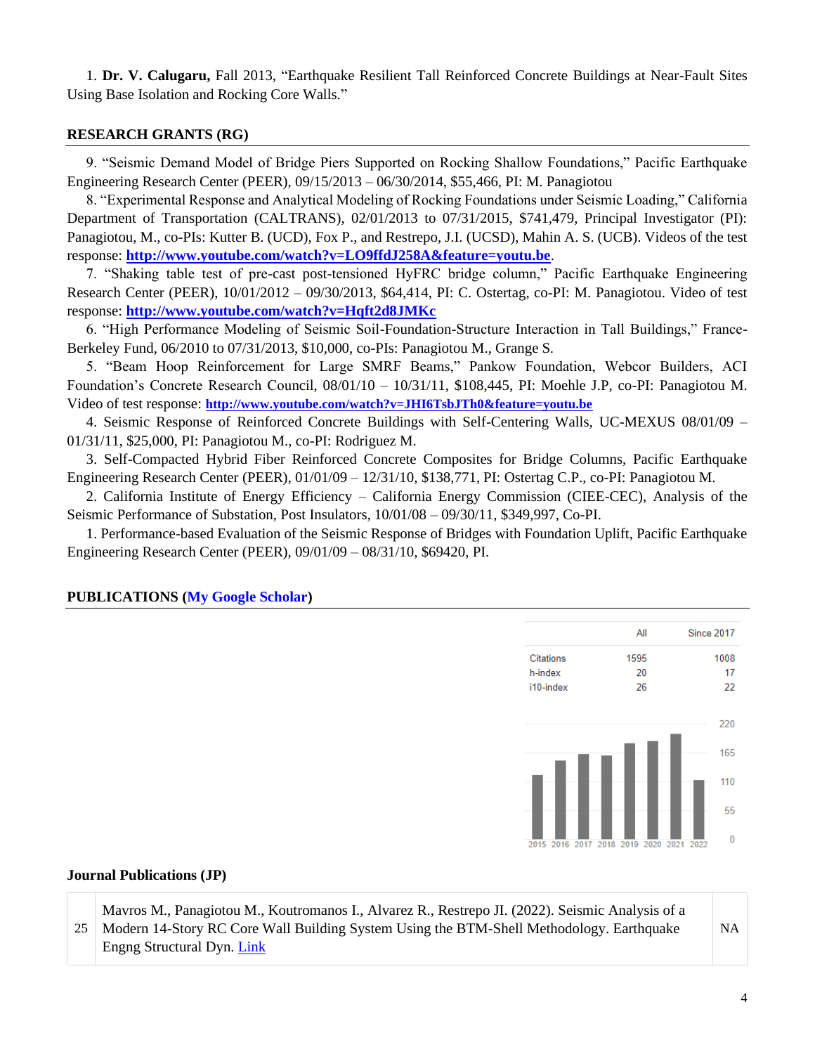1. **Dr. V. Calugaru,** Fall 2013, "Earthquake Resilient Tall Reinforced Concrete Buildings at Near-Fault Sites Using Base Isolation and Rocking Core Walls."

## RESEARCH GRANTS (RG)

9. "Seismic Demand Model of Bridge Piers Supported on Rocking Shallow Foundations," Pacific Earthquake Engineering Research Center (PEER), 09/15/2013 – 06/30/2014, $55,466, PI: M. Panagiotou

8. "Experimental Response and Analytical Modeling of Rocking Foundations under Seismic Loading," California Department of Transportation (CALTRANS), 02/01/2013 to 07/31/2015, $741,479, Principal Investigator (PI): Panagiotou, M., co-PIs: Kutter B. (UCD), Fox P., and Restrepo, J.I. (UCSD), Mahin A. S. (UCB). Videos of the test response: **http://www.youtube.com/watch?v=LO9ffdJ258A&feature=youtu.be**.

7. "Shaking table test of pre-cast post-tensioned HyFRC bridge column," Pacific Earthquake Engineering Research Center (PEER), 10/01/2012 – 09/30/2013, $64,414, PI: C. Ostertag, co-PI: M. Panagiotou. Video of test response: **http://www.youtube.com/watch?v=Hqft2d8JMKc**

6. "High Performance Modeling of Seismic Soil-Foundation-Structure Interaction in Tall Buildings," France-Berkeley Fund, 06/2010 to 07/31/2013, $10,000, co-PIs: Panagiotou M., Grange S.

5. "Beam Hoop Reinforcement for Large SMRF Beams," Pankow Foundation, Webcor Builders, ACI Foundation's Concrete Research Council, 08/01/10 – 10/31/11, $108,445, PI: Moehle J.P, co-PI: Panagiotou M. Video of test response: **http://www.youtube.com/watch?v=JHI6TsbJTh0&feature=youtu.be**

4. Seismic Response of Reinforced Concrete Buildings with Self-Centering Walls, UC-MEXUS 08/01/09 – 01/31/11, $25,000, PI: Panagiotou M., co-PI: Rodriguez M.

3. Self-Compacted Hybrid Fiber Reinforced Concrete Composites for Bridge Columns, Pacific Earthquake Engineering Research Center (PEER), 01/01/09 – 12/31/10, $138,771, PI: Ostertag C.P., co-PI: Panagiotou M.

2. California Institute of Energy Efficiency – California Energy Commission (CIEE-CEC), Analysis of the Seismic Performance of Substation, Post Insulators, 10/01/08 – 09/30/11, $349,997, Co-PI.

1. Performance-based Evaluation of the Seismic Response of Bridges with Foundation Uplift, Pacific Earthquake Engineering Research Center (PEER), 09/01/09 – 08/31/10, $69420, PI.

## PUBLICATIONS (My Google Scholar)

| | All | Since 2017 |
|---|---|---|
| Citations | 1595 | 1008 |
| h-index | 20 | 17 |
| i10-index | 26 | 22 |

### Journal Publications (JP)

| | | |
|---|---|---|
| 25 | Mavros M., Panagiotou M., Koutromanos I., Alvarez R., Restrepo JI. (2022). Seismic Analysis of a Modern 14-Story RC Core Wall Building System Using the BTM-Shell Methodology. Earthquake Engng Structural Dyn. Link | NA |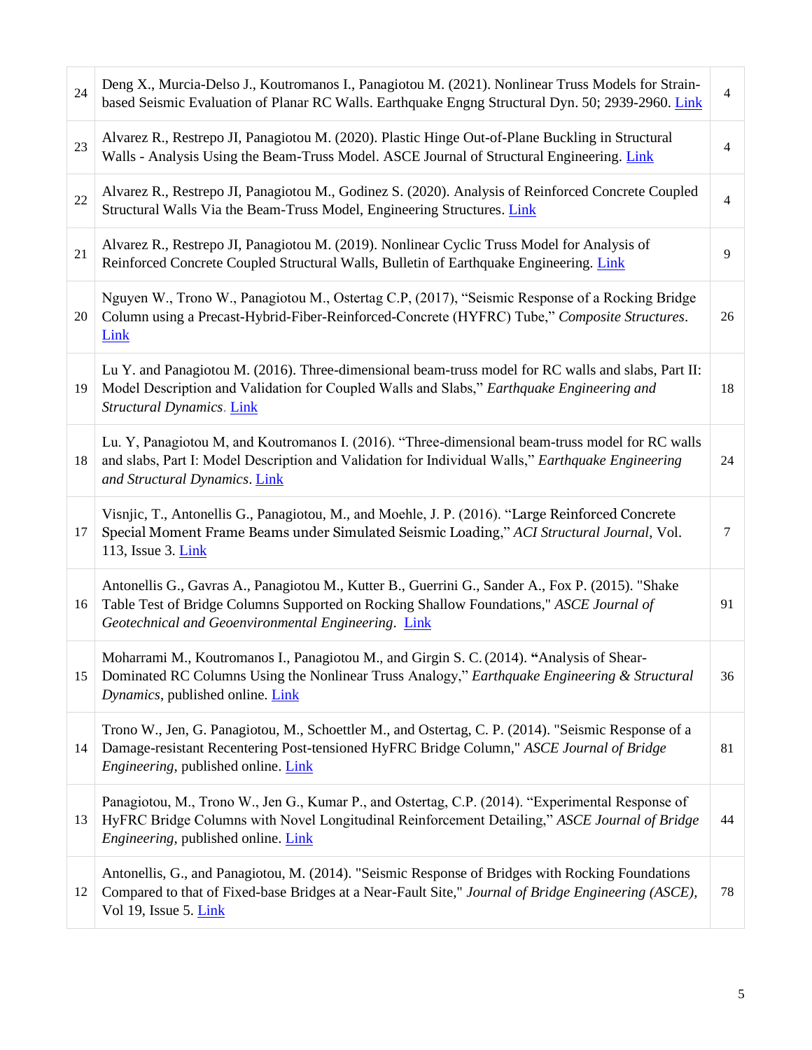| | | |
|---|---|---|
| 24 | Deng X., Murcia-Delso J., Koutromanos I., Panagiotou M. (2021). Nonlinear Truss Models for Strain-based Seismic Evaluation of Planar RC Walls. Earthquake Engng Structural Dyn. 50; 2939-2960. Link | 4 |
| 23 | Alvarez R., Restrepo JI, Panagiotou M. (2020). Plastic Hinge Out-of-Plane Buckling in Structural Walls - Analysis Using the Beam-Truss Model. ASCE Journal of Structural Engineering. Link | 4 |
| 22 | Alvarez R., Restrepo JI, Panagiotou M., Godinez S. (2020). Analysis of Reinforced Concrete Coupled Structural Walls Via the Beam-Truss Model, Engineering Structures. Link | 4 |
| 21 | Alvarez R., Restrepo JI, Panagiotou M. (2019). Nonlinear Cyclic Truss Model for Analysis of Reinforced Concrete Coupled Structural Walls, Bulletin of Earthquake Engineering. Link | 9 |
| 20 | Nguyen W., Trono W., Panagiotou M., Ostertag C.P, (2017), "Seismic Response of a Rocking Bridge Column using a Precast-Hybrid-Fiber-Reinforced-Concrete (HYFRC) Tube," *Composite Structures*. Link | 26 |
| 19 | Lu Y. and Panagiotou M. (2016). Three-dimensional beam-truss model for RC walls and slabs, Part II: Model Description and Validation for Coupled Walls and Slabs," *Earthquake Engineering and Structural Dynamics*. Link | 18 |
| 18 | Lu. Y, Panagiotou M, and Koutromanos I. (2016). "Three-dimensional beam-truss model for RC walls and slabs, Part I: Model Description and Validation for Individual Walls," *Earthquake Engineering and Structural Dynamics*. Link | 24 |
| 17 | Visnjic, T., Antonellis G., Panagiotou, M., and Moehle, J. P. (2016). "Large Reinforced Concrete Special Moment Frame Beams under Simulated Seismic Loading," *ACI Structural Journal*, Vol. 113, Issue 3. Link | 7 |
| 16 | Antonellis G., Gavras A., Panagiotou M., Kutter B., Guerrini G., Sander A., Fox P. (2015). "Shake Table Test of Bridge Columns Supported on Rocking Shallow Foundations," *ASCE Journal of Geotechnical and Geoenvironmental Engineering*. Link | 91 |
| 15 | Moharrami M., Koutromanos I., Panagiotou M., and Girgin S. C. (2014). **"**Analysis of Shear-Dominated RC Columns Using the Nonlinear Truss Analogy," *Earthquake Engineering & Structural Dynamics*, published online. Link | 36 |
| 14 | Trono W., Jen, G. Panagiotou, M., Schoettler M., and Ostertag, C. P. (2014). "Seismic Response of a Damage-resistant Recentering Post-tensioned HyFRC Bridge Column," *ASCE Journal of Bridge Engineering*, published online. Link | 81 |
| 13 | Panagiotou, M., Trono W., Jen G., Kumar P., and Ostertag, C.P. (2014). "Experimental Response of HyFRC Bridge Columns with Novel Longitudinal Reinforcement Detailing," *ASCE Journal of Bridge Engineering*, published online. Link | 44 |
| 12 | Antonellis, G., and Panagiotou, M. (2014). "Seismic Response of Bridges with Rocking Foundations Compared to that of Fixed-base Bridges at a Near-Fault Site," *Journal of Bridge Engineering (ASCE)*, Vol 19, Issue 5. Link | 78 |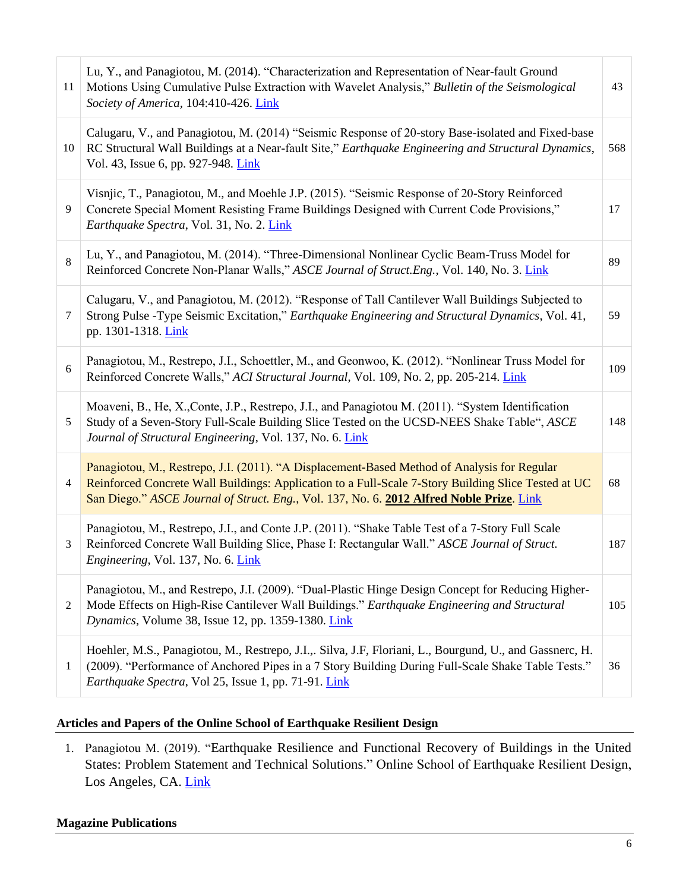| | | |
|---|---|---|
| 11 | Lu, Y., and Panagiotou, M. (2014). "Characterization and Representation of Near-fault Ground Motions Using Cumulative Pulse Extraction with Wavelet Analysis," *Bulletin of the Seismological Society of America*, 104:410-426. Link | 43 |
| 10 | Calugaru, V., and Panagiotou, M. (2014) "Seismic Response of 20-story Base-isolated and Fixed-base RC Structural Wall Buildings at a Near-fault Site," *Earthquake Engineering and Structural Dynamics*, Vol. 43, Issue 6, pp. 927-948. Link | 568 |
| 9 | Visnjic, T., Panagiotou, M., and Moehle J.P. (2015). "Seismic Response of 20-Story Reinforced Concrete Special Moment Resisting Frame Buildings Designed with Current Code Provisions," *Earthquake Spectra*, Vol. 31, No. 2. Link | 17 |
| 8 | Lu, Y., and Panagiotou, M. (2014). "Three-Dimensional Nonlinear Cyclic Beam-Truss Model for Reinforced Concrete Non-Planar Walls," *ASCE Journal of Struct.Eng.*, Vol. 140, No. 3. Link | 89 |
| 7 | Calugaru, V., and Panagiotou, M. (2012). "Response of Tall Cantilever Wall Buildings Subjected to Strong Pulse -Type Seismic Excitation," *Earthquake Engineering and Structural Dynamics*, Vol. 41, pp. 1301-1318. Link | 59 |
| 6 | Panagiotou, M., Restrepo, J.I., Schoettler, M., and Geonwoo, K. (2012). "Nonlinear Truss Model for Reinforced Concrete Walls," *ACI Structural Journal*, Vol. 109, No. 2, pp. 205-214. Link | 109 |
| 5 | Moaveni, B., He, X.,Conte, J.P., Restrepo, J.I., and Panagiotou M. (2011). "System Identification Study of a Seven-Story Full-Scale Building Slice Tested on the UCSD-NEES Shake Table", *ASCE Journal of Structural Engineering*, Vol. 137, No. 6. Link | 148 |
| 4 | Panagiotou, M., Restrepo, J.I. (2011). "A Displacement-Based Method of Analysis for Regular Reinforced Concrete Wall Buildings: Application to a Full-Scale 7-Story Building Slice Tested at UC San Diego." *ASCE Journal of Struct. Eng.*, Vol. 137, No. 6. **2012 Alfred Noble Prize**. Link | 68 |
| 3 | Panagiotou, M., Restrepo, J.I., and Conte J.P. (2011). "Shake Table Test of a 7-Story Full Scale Reinforced Concrete Wall Building Slice, Phase I: Rectangular Wall." *ASCE Journal of Struct. Engineering*, Vol. 137, No. 6. Link | 187 |
| 2 | Panagiotou, M., and Restrepo, J.I. (2009). "Dual-Plastic Hinge Design Concept for Reducing Higher-Mode Effects on High-Rise Cantilever Wall Buildings." *Earthquake Engineering and Structural Dynamics*, Volume 38, Issue 12, pp. 1359-1380. Link | 105 |
| 1 | Hoehler, M.S., Panagiotou, M., Restrepo, J.I.,. Silva, J.F, Floriani, L., Bourgund, U., and Gassnerc, H. (2009). "Performance of Anchored Pipes in a 7 Story Building During Full-Scale Shake Table Tests." *Earthquake Spectra*, Vol 25, Issue 1, pp. 71-91. Link | 36 |

**Articles and Papers of the Online School of Earthquake Resilient Design**

1. Panagiotou M. (2019). "Earthquake Resilience and Functional Recovery of Buildings in the United States: Problem Statement and Technical Solutions." Online School of Earthquake Resilient Design, Los Angeles, CA. Link

**Magazine Publications**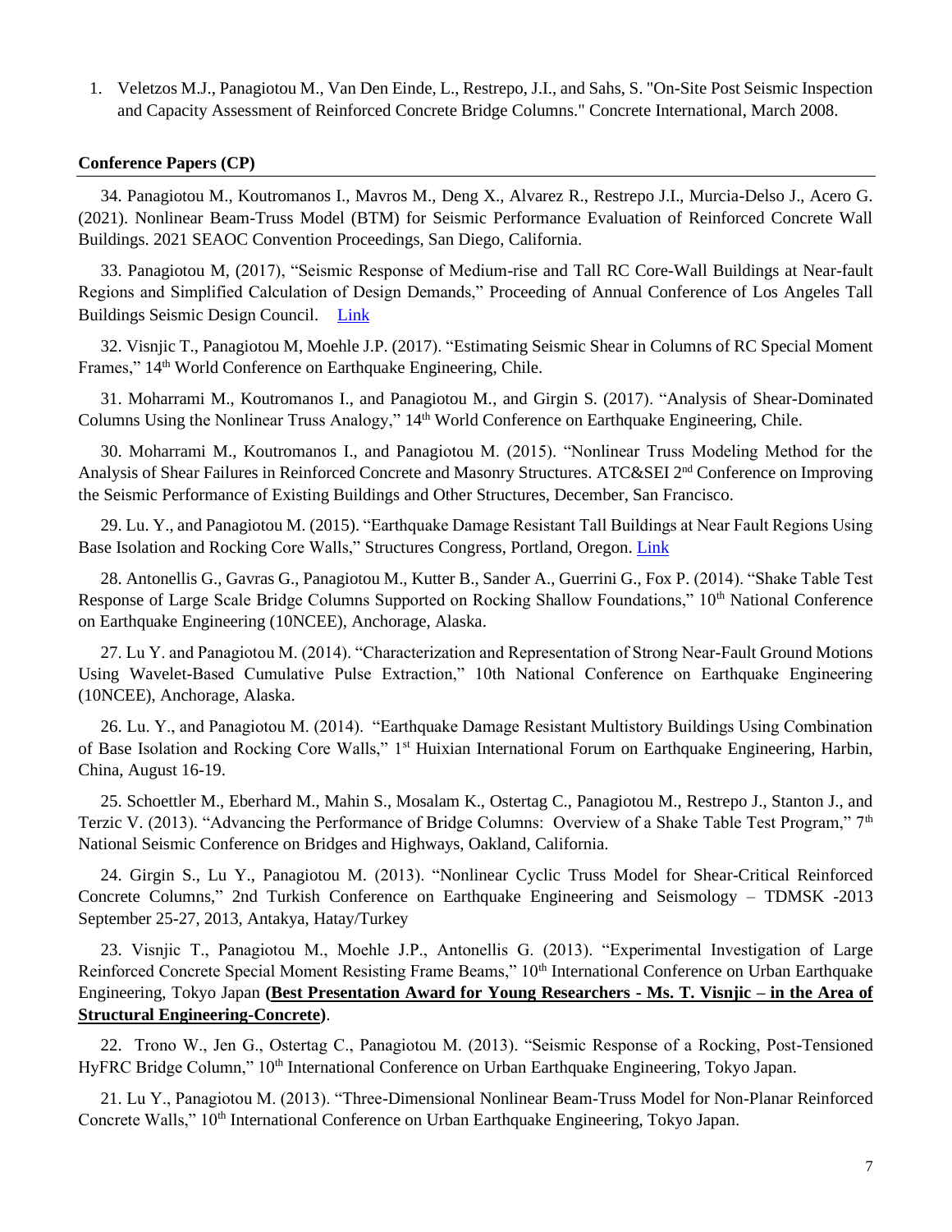1. Veletzos M.J., Panagiotou M., Van Den Einde, L., Restrepo, J.I., and Sahs, S. "On-Site Post Seismic Inspection and Capacity Assessment of Reinforced Concrete Bridge Columns." Concrete International, March 2008.

**Conference Papers (CP)**

34. Panagiotou M., Koutromanos I., Mavros M., Deng X., Alvarez R., Restrepo J.I., Murcia-Delso J., Acero G. (2021). Nonlinear Beam-Truss Model (BTM) for Seismic Performance Evaluation of Reinforced Concrete Wall Buildings. 2021 SEAOC Convention Proceedings, San Diego, California.

33. Panagiotou M, (2017), "Seismic Response of Medium-rise and Tall RC Core-Wall Buildings at Near-fault Regions and Simplified Calculation of Design Demands," Proceeding of Annual Conference of Los Angeles Tall Buildings Seismic Design Council. Link

32. Visnjic T., Panagiotou M, Moehle J.P. (2017). "Estimating Seismic Shear in Columns of RC Special Moment Frames," 14th World Conference on Earthquake Engineering, Chile.

31. Moharrami M., Koutromanos I., and Panagiotou M., and Girgin S. (2017). "Analysis of Shear-Dominated Columns Using the Nonlinear Truss Analogy," 14th World Conference on Earthquake Engineering, Chile.

30. Moharrami M., Koutromanos I., and Panagiotou M. (2015). "Nonlinear Truss Modeling Method for the Analysis of Shear Failures in Reinforced Concrete and Masonry Structures. ATC&SEI 2nd Conference on Improving the Seismic Performance of Existing Buildings and Other Structures, December, San Francisco.

29. Lu. Y., and Panagiotou M. (2015). "Earthquake Damage Resistant Tall Buildings at Near Fault Regions Using Base Isolation and Rocking Core Walls," Structures Congress, Portland, Oregon. Link

28. Antonellis G., Gavras G., Panagiotou M., Kutter B., Sander A., Guerrini G., Fox P. (2014). "Shake Table Test Response of Large Scale Bridge Columns Supported on Rocking Shallow Foundations," 10th National Conference on Earthquake Engineering (10NCEE), Anchorage, Alaska.

27. Lu Y. and Panagiotou M. (2014). "Characterization and Representation of Strong Near-Fault Ground Motions Using Wavelet-Based Cumulative Pulse Extraction," 10th National Conference on Earthquake Engineering (10NCEE), Anchorage, Alaska.

26. Lu. Y., and Panagiotou M. (2014). "Earthquake Damage Resistant Multistory Buildings Using Combination of Base Isolation and Rocking Core Walls," 1st Huixian International Forum on Earthquake Engineering, Harbin, China, August 16-19.

25. Schoettler M., Eberhard M., Mahin S., Mosalam K., Ostertag C., Panagiotou M., Restrepo J., Stanton J., and Terzic V. (2013). "Advancing the Performance of Bridge Columns: Overview of a Shake Table Test Program," 7th National Seismic Conference on Bridges and Highways, Oakland, California.

24. Girgin S., Lu Y., Panagiotou M. (2013). "Nonlinear Cyclic Truss Model for Shear-Critical Reinforced Concrete Columns," 2nd Turkish Conference on Earthquake Engineering and Seismology – TDMSK -2013 September 25-27, 2013, Antakya, Hatay/Turkey

23. Visnjic T., Panagiotou M., Moehle J.P., Antonellis G. (2013). "Experimental Investigation of Large Reinforced Concrete Special Moment Resisting Frame Beams," 10th International Conference on Urban Earthquake Engineering, Tokyo Japan **(Best Presentation Award for Young Researchers - Ms. T. Visnjic – in the Area of Structural Engineering-Concrete)**.

22. Trono W., Jen G., Ostertag C., Panagiotou M. (2013). "Seismic Response of a Rocking, Post-Tensioned HyFRC Bridge Column," 10th International Conference on Urban Earthquake Engineering, Tokyo Japan.

21. Lu Y., Panagiotou M. (2013). "Three-Dimensional Nonlinear Beam-Truss Model for Non-Planar Reinforced Concrete Walls," 10th International Conference on Urban Earthquake Engineering, Tokyo Japan.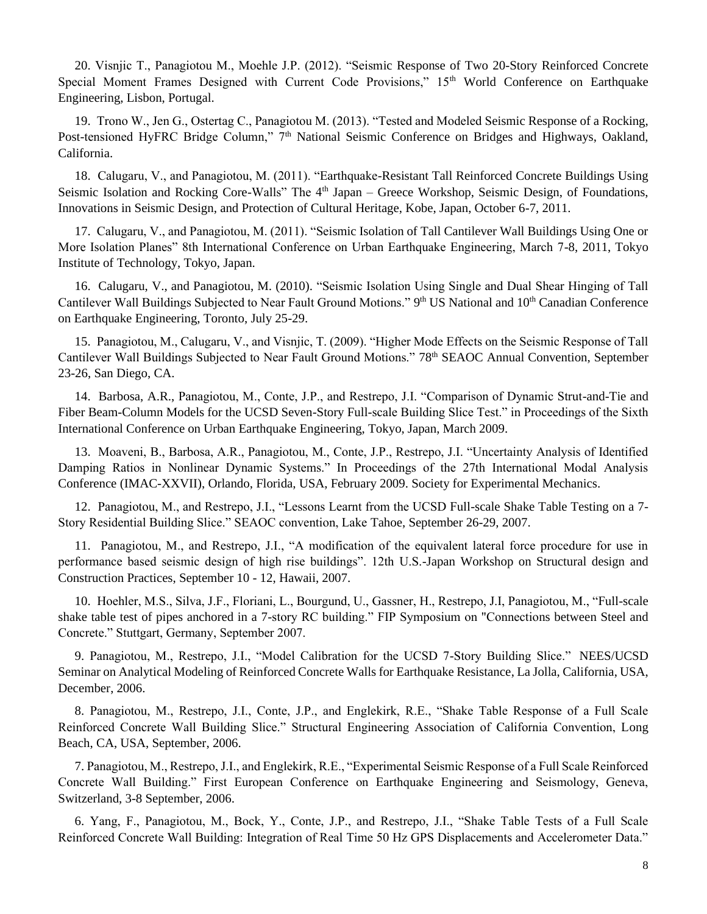20. Visnjic T., Panagiotou M., Moehle J.P. (2012). "Seismic Response of Two 20-Story Reinforced Concrete Special Moment Frames Designed with Current Code Provisions," 15th World Conference on Earthquake Engineering, Lisbon, Portugal.

19. Trono W., Jen G., Ostertag C., Panagiotou M. (2013). "Tested and Modeled Seismic Response of a Rocking, Post-tensioned HyFRC Bridge Column," 7th National Seismic Conference on Bridges and Highways, Oakland, California.

18. Calugaru, V., and Panagiotou, M. (2011). "Earthquake-Resistant Tall Reinforced Concrete Buildings Using Seismic Isolation and Rocking Core-Walls" The 4th Japan – Greece Workshop, Seismic Design, of Foundations, Innovations in Seismic Design, and Protection of Cultural Heritage, Kobe, Japan, October 6-7, 2011.

17. Calugaru, V., and Panagiotou, M. (2011). "Seismic Isolation of Tall Cantilever Wall Buildings Using One or More Isolation Planes" 8th International Conference on Urban Earthquake Engineering, March 7-8, 2011, Tokyo Institute of Technology, Tokyo, Japan.

16. Calugaru, V., and Panagiotou, M. (2010). "Seismic Isolation Using Single and Dual Shear Hinging of Tall Cantilever Wall Buildings Subjected to Near Fault Ground Motions." 9th US National and 10th Canadian Conference on Earthquake Engineering, Toronto, July 25-29.

15. Panagiotou, M., Calugaru, V., and Visnjic, T. (2009). "Higher Mode Effects on the Seismic Response of Tall Cantilever Wall Buildings Subjected to Near Fault Ground Motions." 78th SEAOC Annual Convention, September 23-26, San Diego, CA.

14. Barbosa, A.R., Panagiotou, M., Conte, J.P., and Restrepo, J.I. "Comparison of Dynamic Strut-and-Tie and Fiber Beam-Column Models for the UCSD Seven-Story Full-scale Building Slice Test." in Proceedings of the Sixth International Conference on Urban Earthquake Engineering, Tokyo, Japan, March 2009.

13. Moaveni, B., Barbosa, A.R., Panagiotou, M., Conte, J.P., Restrepo, J.I. "Uncertainty Analysis of Identified Damping Ratios in Nonlinear Dynamic Systems." In Proceedings of the 27th International Modal Analysis Conference (IMAC-XXVII), Orlando, Florida, USA, February 2009. Society for Experimental Mechanics.

12. Panagiotou, M., and Restrepo, J.I., "Lessons Learnt from the UCSD Full-scale Shake Table Testing on a 7-Story Residential Building Slice." SEAOC convention, Lake Tahoe, September 26-29, 2007.

11. Panagiotou, M., and Restrepo, J.I., "A modification of the equivalent lateral force procedure for use in performance based seismic design of high rise buildings". 12th U.S.-Japan Workshop on Structural design and Construction Practices, September 10 - 12, Hawaii, 2007.

10. Hoehler, M.S., Silva, J.F., Floriani, L., Bourgund, U., Gassner, H., Restrepo, J.I, Panagiotou, M., "Full-scale shake table test of pipes anchored in a 7-story RC building." FIP Symposium on "Connections between Steel and Concrete." Stuttgart, Germany, September 2007.

9. Panagiotou, M., Restrepo, J.I., "Model Calibration for the UCSD 7-Story Building Slice." NEES/UCSD Seminar on Analytical Modeling of Reinforced Concrete Walls for Earthquake Resistance, La Jolla, California, USA, December, 2006.

8. Panagiotou, M., Restrepo, J.I., Conte, J.P., and Englekirk, R.E., "Shake Table Response of a Full Scale Reinforced Concrete Wall Building Slice." Structural Engineering Association of California Convention, Long Beach, CA, USA, September, 2006.

7. Panagiotou, M., Restrepo, J.I., and Englekirk, R.E., "Experimental Seismic Response of a Full Scale Reinforced Concrete Wall Building." First European Conference on Earthquake Engineering and Seismology, Geneva, Switzerland, 3-8 September, 2006.

6. Yang, F., Panagiotou, M., Bock, Y., Conte, J.P., and Restrepo, J.I., "Shake Table Tests of a Full Scale Reinforced Concrete Wall Building: Integration of Real Time 50 Hz GPS Displacements and Accelerometer Data."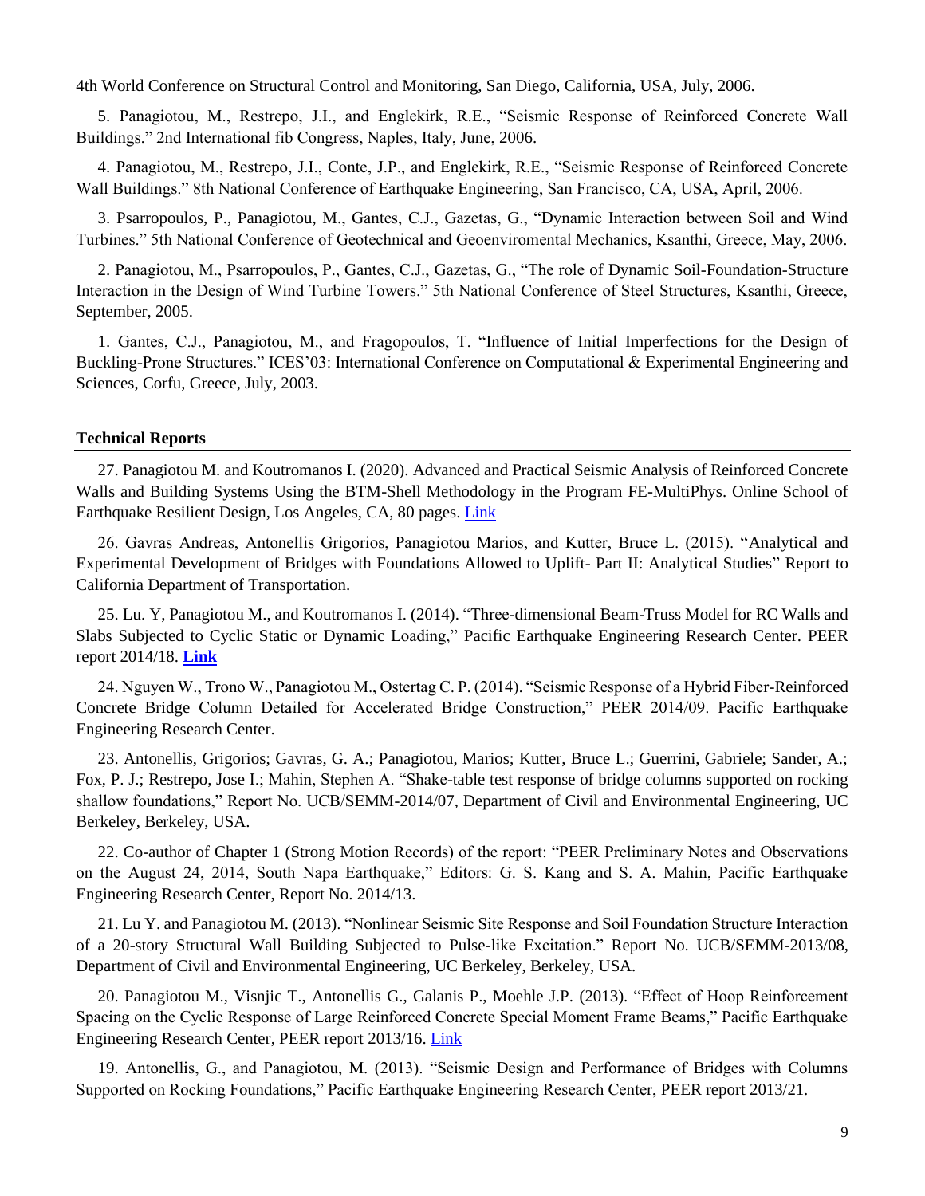4th World Conference on Structural Control and Monitoring, San Diego, California, USA, July, 2006.

5. Panagiotou, M., Restrepo, J.I., and Englekirk, R.E., "Seismic Response of Reinforced Concrete Wall Buildings." 2nd International fib Congress, Naples, Italy, June, 2006.

4. Panagiotou, M., Restrepo, J.I., Conte, J.P., and Englekirk, R.E., "Seismic Response of Reinforced Concrete Wall Buildings." 8th National Conference of Earthquake Engineering, San Francisco, CA, USA, April, 2006.

3. Psarropoulos, P., Panagiotou, M., Gantes, C.J., Gazetas, G., "Dynamic Interaction between Soil and Wind Turbines." 5th National Conference of Geotechnical and Geoenviromental Mechanics, Ksanthi, Greece, May, 2006.

2. Panagiotou, M., Psarropoulos, P., Gantes, C.J., Gazetas, G., "The role of Dynamic Soil-Foundation-Structure Interaction in the Design of Wind Turbine Towers." 5th National Conference of Steel Structures, Ksanthi, Greece, September, 2005.

1. Gantes, C.J., Panagiotou, M., and Fragopoulos, T. "Influence of Initial Imperfections for the Design of Buckling-Prone Structures." ICES'03: International Conference on Computational & Experimental Engineering and Sciences, Corfu, Greece, July, 2003.

## Technical Reports

27. Panagiotou M. and Koutromanos I. (2020). Advanced and Practical Seismic Analysis of Reinforced Concrete Walls and Building Systems Using the BTM-Shell Methodology in the Program FE-MultiPhys. Online School of Earthquake Resilient Design, Los Angeles, CA, 80 pages. Link

26. Gavras Andreas, Antonellis Grigorios, Panagiotou Marios, and Kutter, Bruce L. (2015). "Analytical and Experimental Development of Bridges with Foundations Allowed to Uplift- Part II: Analytical Studies" Report to California Department of Transportation.

25. Lu. Y, Panagiotou M., and Koutromanos I. (2014). "Three-dimensional Beam-Truss Model for RC Walls and Slabs Subjected to Cyclic Static or Dynamic Loading," Pacific Earthquake Engineering Research Center. PEER report 2014/18. **Link**

24. Nguyen W., Trono W., Panagiotou M., Ostertag C. P. (2014). "Seismic Response of a Hybrid Fiber-Reinforced Concrete Bridge Column Detailed for Accelerated Bridge Construction," PEER 2014/09. Pacific Earthquake Engineering Research Center.

23. Antonellis, Grigorios; Gavras, G. A.; Panagiotou, Marios; Kutter, Bruce L.; Guerrini, Gabriele; Sander, A.; Fox, P. J.; Restrepo, Jose I.; Mahin, Stephen A. "Shake-table test response of bridge columns supported on rocking shallow foundations," Report No. UCB/SEMM-2014/07, Department of Civil and Environmental Engineering, UC Berkeley, Berkeley, USA.

22. Co-author of Chapter 1 (Strong Motion Records) of the report: "PEER Preliminary Notes and Observations on the August 24, 2014, South Napa Earthquake," Editors: G. S. Kang and S. A. Mahin, Pacific Earthquake Engineering Research Center, Report No. 2014/13.

21. Lu Y. and Panagiotou M. (2013). "Nonlinear Seismic Site Response and Soil Foundation Structure Interaction of a 20-story Structural Wall Building Subjected to Pulse-like Excitation." Report No. UCB/SEMM-2013/08, Department of Civil and Environmental Engineering, UC Berkeley, Berkeley, USA.

20. Panagiotou M., Visnjic T., Antonellis G., Galanis P., Moehle J.P. (2013). "Effect of Hoop Reinforcement Spacing on the Cyclic Response of Large Reinforced Concrete Special Moment Frame Beams," Pacific Earthquake Engineering Research Center, PEER report 2013/16. Link

19. Antonellis, G., and Panagiotou, M. (2013). "Seismic Design and Performance of Bridges with Columns Supported on Rocking Foundations," Pacific Earthquake Engineering Research Center, PEER report 2013/21.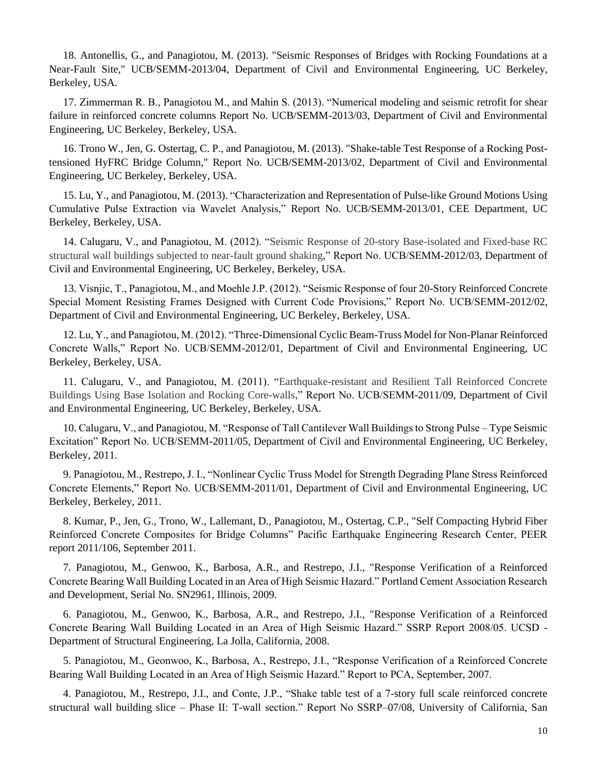18. Antonellis, G., and Panagiotou, M. (2013). "Seismic Responses of Bridges with Rocking Foundations at a Near-Fault Site," UCB/SEMM-2013/04, Department of Civil and Environmental Engineering, UC Berkeley, Berkeley, USA.

17. Zimmerman R. B., Panagiotou M., and Mahin S. (2013). "Numerical modeling and seismic retrofit for shear failure in reinforced concrete columns Report No. UCB/SEMM-2013/03, Department of Civil and Environmental Engineering, UC Berkeley, Berkeley, USA.

16. Trono W., Jen, G. Ostertag, C. P., and Panagiotou, M. (2013). "Shake-table Test Response of a Rocking Post-tensioned HyFRC Bridge Column," Report No. UCB/SEMM-2013/02, Department of Civil and Environmental Engineering, UC Berkeley, Berkeley, USA.

15. Lu, Y., and Panagiotou, M. (2013). "Characterization and Representation of Pulse-like Ground Motions Using Cumulative Pulse Extraction via Wavelet Analysis," Report No. UCB/SEMM-2013/01, CEE Department, UC Berkeley, Berkeley, USA.

14. Calugaru, V., and Panagiotou, M. (2012). "Seismic Response of 20-story Base-isolated and Fixed-base RC structural wall buildings subjected to near-fault ground shaking," Report No. UCB/SEMM-2012/03, Department of Civil and Environmental Engineering, UC Berkeley, Berkeley, USA.

13. Visnjic, T., Panagiotou, M., and Moehle J.P. (2012). "Seismic Response of four 20-Story Reinforced Concrete Special Moment Resisting Frames Designed with Current Code Provisions," Report No. UCB/SEMM-2012/02, Department of Civil and Environmental Engineering, UC Berkeley, Berkeley, USA.

12. Lu, Y., and Panagiotou, M. (2012). "Three-Dimensional Cyclic Beam-Truss Model for Non-Planar Reinforced Concrete Walls," Report No. UCB/SEMM-2012/01, Department of Civil and Environmental Engineering, UC Berkeley, Berkeley, USA.

11. Calugaru, V., and Panagiotou, M. (2011). "Earthquake-resistant and Resilient Tall Reinforced Concrete Buildings Using Base Isolation and Rocking Core-walls," Report No. UCB/SEMM-2011/09, Department of Civil and Environmental Engineering, UC Berkeley, Berkeley, USA.

10. Calugaru, V., and Panagiotou, M. "Response of Tall Cantilever Wall Buildings to Strong Pulse – Type Seismic Excitation" Report No. UCB/SEMM-2011/05, Department of Civil and Environmental Engineering, UC Berkeley, Berkeley, 2011.

9. Panagiotou, M., Restrepo, J. I., "Nonlinear Cyclic Truss Model for Strength Degrading Plane Stress Reinforced Concrete Elements," Report No. UCB/SEMM-2011/01, Department of Civil and Environmental Engineering, UC Berkeley, Berkeley, 2011.

8. Kumar, P., Jen, G., Trono, W., Lallemant, D., Panagiotou, M., Ostertag, C.P., "Self Compacting Hybrid Fiber Reinforced Concrete Composites for Bridge Columns" Pacific Earthquake Engineering Research Center, PEER report 2011/106, September 2011.

7. Panagiotou, M., Genwoo, K., Barbosa, A.R., and Restrepo, J.I., "Response Verification of a Reinforced Concrete Bearing Wall Building Located in an Area of High Seismic Hazard." Portland Cement Association Research and Development, Serial No. SN2961, Illinois, 2009.

6. Panagiotou, M., Genwoo, K., Barbosa, A.R., and Restrepo, J.I., "Response Verification of a Reinforced Concrete Bearing Wall Building Located in an Area of High Seismic Hazard." SSRP Report 2008/05. UCSD - Department of Structural Engineering, La Jolla, California, 2008.

5. Panagiotou, M., Geonwoo, K., Barbosa, A., Restrepo, J.I., "Response Verification of a Reinforced Concrete Bearing Wall Building Located in an Area of High Seismic Hazard." Report to PCA, September, 2007.

4. Panagiotou, M., Restrepo, J.I., and Conte, J.P., "Shake table test of a 7-story full scale reinforced concrete structural wall building slice – Phase II: T-wall section." Report No SSRP–07/08, University of California, San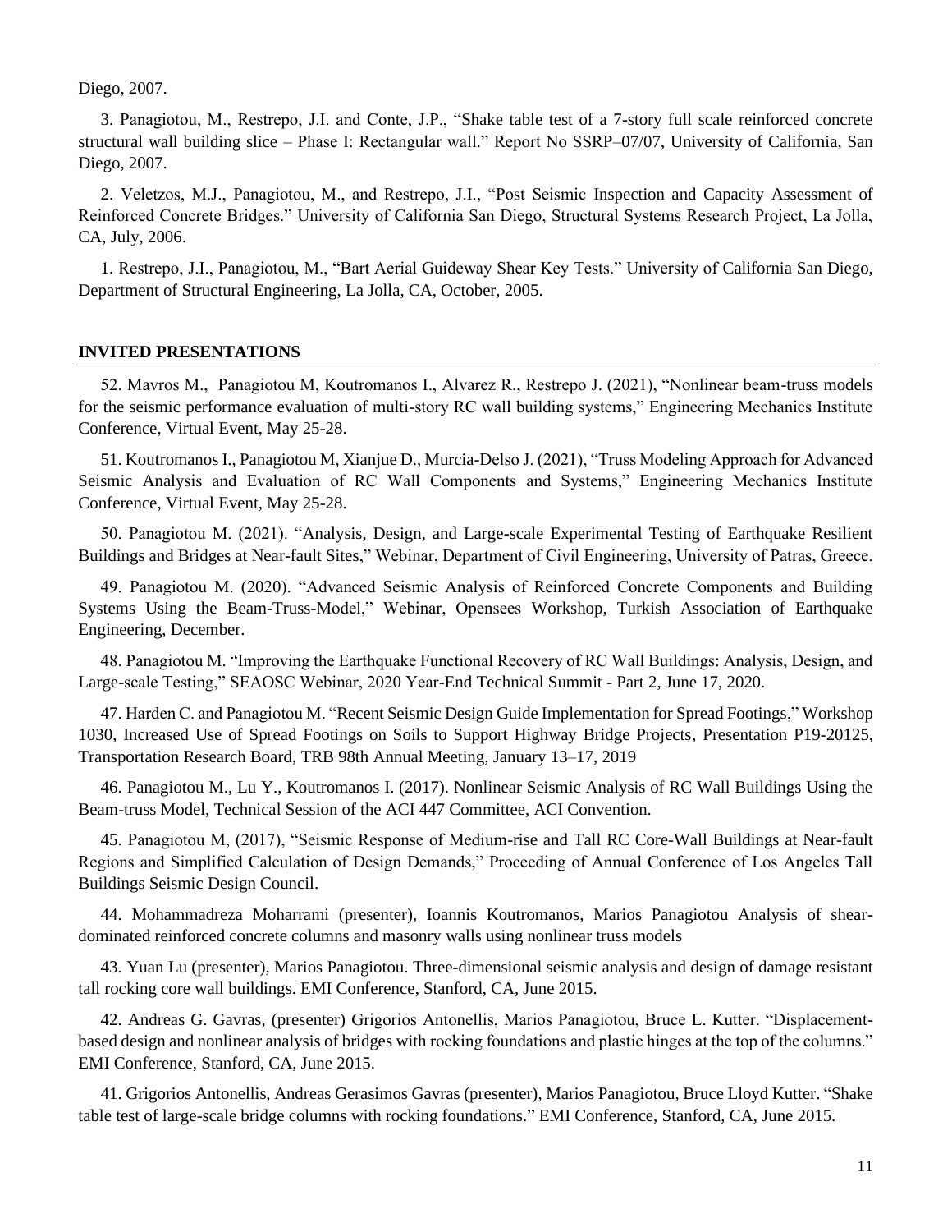Diego, 2007.

3. Panagiotou, M., Restrepo, J.I. and Conte, J.P., "Shake table test of a 7-story full scale reinforced concrete structural wall building slice – Phase I: Rectangular wall." Report No SSRP–07/07, University of California, San Diego, 2007.

2. Veletzos, M.J., Panagiotou, M., and Restrepo, J.I., "Post Seismic Inspection and Capacity Assessment of Reinforced Concrete Bridges." University of California San Diego, Structural Systems Research Project, La Jolla, CA, July, 2006.

1. Restrepo, J.I., Panagiotou, M., "Bart Aerial Guideway Shear Key Tests." University of California San Diego, Department of Structural Engineering, La Jolla, CA, October, 2005.

## INVITED PRESENTATIONS

52. Mavros M., Panagiotou M, Koutromanos I., Alvarez R., Restrepo J. (2021), "Nonlinear beam-truss models for the seismic performance evaluation of multi-story RC wall building systems," Engineering Mechanics Institute Conference, Virtual Event, May 25-28.

51. Koutromanos I., Panagiotou M, Xianjue D., Murcia-Delso J. (2021), "Truss Modeling Approach for Advanced Seismic Analysis and Evaluation of RC Wall Components and Systems," Engineering Mechanics Institute Conference, Virtual Event, May 25-28.

50. Panagiotou M. (2021). "Analysis, Design, and Large-scale Experimental Testing of Earthquake Resilient Buildings and Bridges at Near-fault Sites," Webinar, Department of Civil Engineering, University of Patras, Greece.

49. Panagiotou M. (2020). "Advanced Seismic Analysis of Reinforced Concrete Components and Building Systems Using the Beam-Truss-Model," Webinar, Opensees Workshop, Turkish Association of Earthquake Engineering, December.

48. Panagiotou M. "Improving the Earthquake Functional Recovery of RC Wall Buildings: Analysis, Design, and Large-scale Testing," SEAOSC Webinar, 2020 Year-End Technical Summit - Part 2, June 17, 2020.

47. Harden C. and Panagiotou M. "Recent Seismic Design Guide Implementation for Spread Footings," Workshop 1030, Increased Use of Spread Footings on Soils to Support Highway Bridge Projects, Presentation P19-20125, Transportation Research Board, TRB 98th Annual Meeting, January 13–17, 2019

46. Panagiotou M., Lu Y., Koutromanos I. (2017). Nonlinear Seismic Analysis of RC Wall Buildings Using the Beam-truss Model, Technical Session of the ACI 447 Committee, ACI Convention.

45. Panagiotou M, (2017), "Seismic Response of Medium-rise and Tall RC Core-Wall Buildings at Near-fault Regions and Simplified Calculation of Design Demands," Proceeding of Annual Conference of Los Angeles Tall Buildings Seismic Design Council.

44. Mohammadreza Moharrami (presenter), Ioannis Koutromanos, Marios Panagiotou Analysis of shear-dominated reinforced concrete columns and masonry walls using nonlinear truss models

43. Yuan Lu (presenter), Marios Panagiotou. Three-dimensional seismic analysis and design of damage resistant tall rocking core wall buildings. EMI Conference, Stanford, CA, June 2015.

42. Andreas G. Gavras, (presenter) Grigorios Antonellis, Marios Panagiotou, Bruce L. Kutter. "Displacement-based design and nonlinear analysis of bridges with rocking foundations and plastic hinges at the top of the columns." EMI Conference, Stanford, CA, June 2015.

41. Grigorios Antonellis, Andreas Gerasimos Gavras (presenter), Marios Panagiotou, Bruce Lloyd Kutter. "Shake table test of large-scale bridge columns with rocking foundations." EMI Conference, Stanford, CA, June 2015.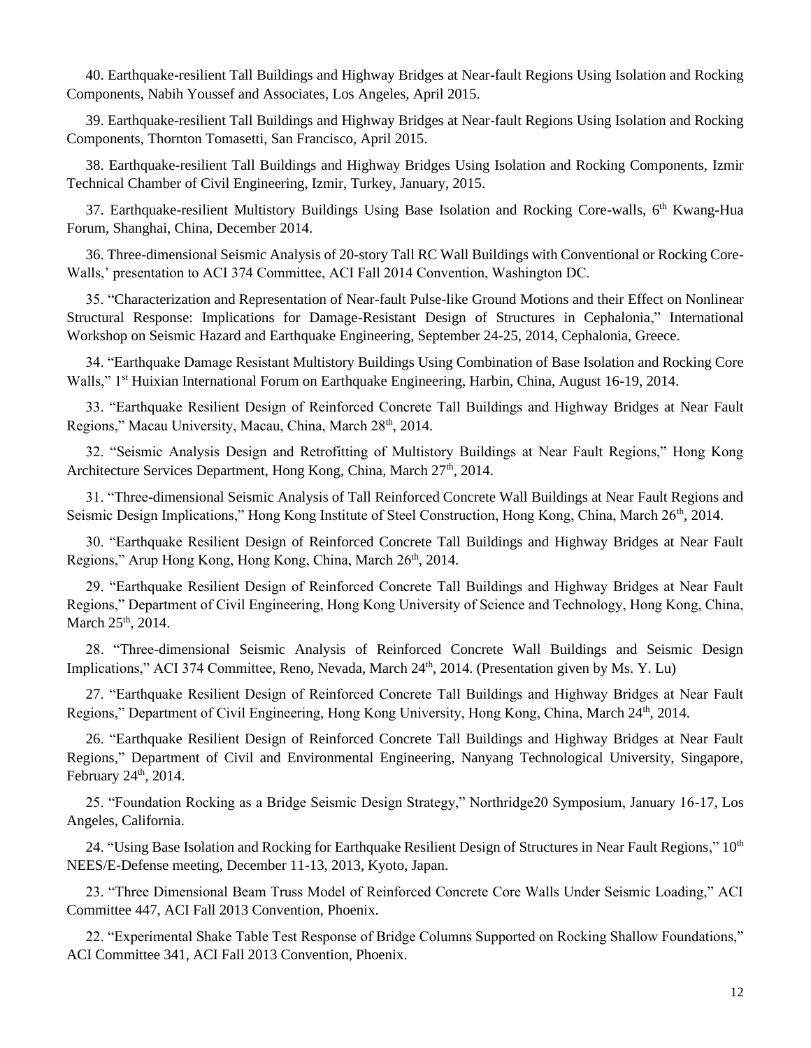40. Earthquake-resilient Tall Buildings and Highway Bridges at Near-fault Regions Using Isolation and Rocking Components, Nabih Youssef and Associates, Los Angeles, April 2015.

39. Earthquake-resilient Tall Buildings and Highway Bridges at Near-fault Regions Using Isolation and Rocking Components, Thornton Tomasetti, San Francisco, April 2015.

38. Earthquake-resilient Tall Buildings and Highway Bridges Using Isolation and Rocking Components, Izmir Technical Chamber of Civil Engineering, Izmir, Turkey, January, 2015.

37. Earthquake-resilient Multistory Buildings Using Base Isolation and Rocking Core-walls, 6th Kwang-Hua Forum, Shanghai, China, December 2014.

36. Three-dimensional Seismic Analysis of 20-story Tall RC Wall Buildings with Conventional or Rocking Core-Walls,' presentation to ACI 374 Committee, ACI Fall 2014 Convention, Washington DC.

35. "Characterization and Representation of Near-fault Pulse-like Ground Motions and their Effect on Nonlinear Structural Response: Implications for Damage-Resistant Design of Structures in Cephalonia," International Workshop on Seismic Hazard and Earthquake Engineering, September 24-25, 2014, Cephalonia, Greece.

34. "Earthquake Damage Resistant Multistory Buildings Using Combination of Base Isolation and Rocking Core Walls," 1st Huixian International Forum on Earthquake Engineering, Harbin, China, August 16-19, 2014.

33. "Earthquake Resilient Design of Reinforced Concrete Tall Buildings and Highway Bridges at Near Fault Regions," Macau University, Macau, China, March 28th, 2014.

32. "Seismic Analysis Design and Retrofitting of Multistory Buildings at Near Fault Regions," Hong Kong Architecture Services Department, Hong Kong, China, March 27th, 2014.

31. "Three-dimensional Seismic Analysis of Tall Reinforced Concrete Wall Buildings at Near Fault Regions and Seismic Design Implications," Hong Kong Institute of Steel Construction, Hong Kong, China, March 26th, 2014.

30. "Earthquake Resilient Design of Reinforced Concrete Tall Buildings and Highway Bridges at Near Fault Regions," Arup Hong Kong, Hong Kong, China, March 26th, 2014.

29. "Earthquake Resilient Design of Reinforced Concrete Tall Buildings and Highway Bridges at Near Fault Regions," Department of Civil Engineering, Hong Kong University of Science and Technology, Hong Kong, China, March 25th, 2014.

28. "Three-dimensional Seismic Analysis of Reinforced Concrete Wall Buildings and Seismic Design Implications," ACI 374 Committee, Reno, Nevada, March 24th, 2014. (Presentation given by Ms. Y. Lu)

27. "Earthquake Resilient Design of Reinforced Concrete Tall Buildings and Highway Bridges at Near Fault Regions," Department of Civil Engineering, Hong Kong University, Hong Kong, China, March 24th, 2014.

26. "Earthquake Resilient Design of Reinforced Concrete Tall Buildings and Highway Bridges at Near Fault Regions," Department of Civil and Environmental Engineering, Nanyang Technological University, Singapore, February 24th, 2014.

25. "Foundation Rocking as a Bridge Seismic Design Strategy," Northridge20 Symposium, January 16-17, Los Angeles, California.

24. "Using Base Isolation and Rocking for Earthquake Resilient Design of Structures in Near Fault Regions," 10th NEES/E-Defense meeting, December 11-13, 2013, Kyoto, Japan.

23. "Three Dimensional Beam Truss Model of Reinforced Concrete Core Walls Under Seismic Loading," ACI Committee 447, ACI Fall 2013 Convention, Phoenix.

22. "Experimental Shake Table Test Response of Bridge Columns Supported on Rocking Shallow Foundations," ACI Committee 341, ACI Fall 2013 Convention, Phoenix.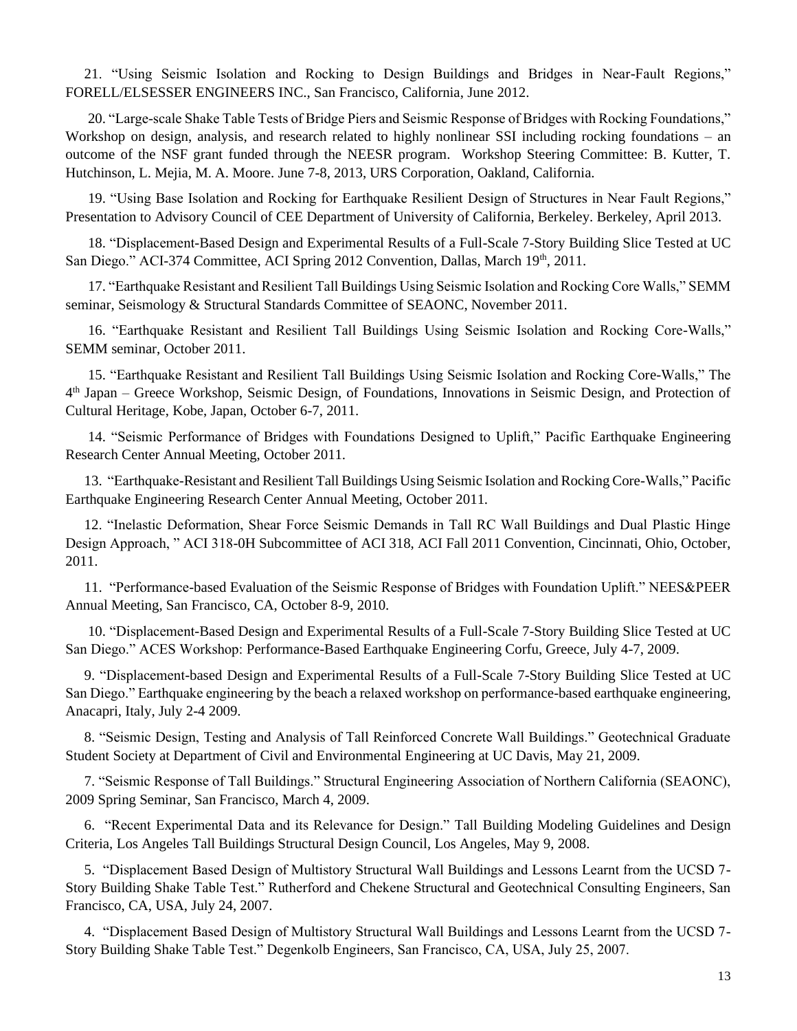21. "Using Seismic Isolation and Rocking to Design Buildings and Bridges in Near-Fault Regions," FORELL/ELSESSER ENGINEERS INC., San Francisco, California, June 2012.

20. "Large-scale Shake Table Tests of Bridge Piers and Seismic Response of Bridges with Rocking Foundations," Workshop on design, analysis, and research related to highly nonlinear SSI including rocking foundations – an outcome of the NSF grant funded through the NEESR program. Workshop Steering Committee: B. Kutter, T. Hutchinson, L. Mejia, M. A. Moore. June 7-8, 2013, URS Corporation, Oakland, California.

19. "Using Base Isolation and Rocking for Earthquake Resilient Design of Structures in Near Fault Regions," Presentation to Advisory Council of CEE Department of University of California, Berkeley. Berkeley, April 2013.

18. "Displacement-Based Design and Experimental Results of a Full-Scale 7-Story Building Slice Tested at UC San Diego." ACI-374 Committee, ACI Spring 2012 Convention, Dallas, March 19th, 2011.

17. "Earthquake Resistant and Resilient Tall Buildings Using Seismic Isolation and Rocking Core Walls," SEMM seminar, Seismology & Structural Standards Committee of SEAONC, November 2011.

16. "Earthquake Resistant and Resilient Tall Buildings Using Seismic Isolation and Rocking Core-Walls," SEMM seminar, October 2011.

15. "Earthquake Resistant and Resilient Tall Buildings Using Seismic Isolation and Rocking Core-Walls," The 4th Japan – Greece Workshop, Seismic Design, of Foundations, Innovations in Seismic Design, and Protection of Cultural Heritage, Kobe, Japan, October 6-7, 2011.

14. "Seismic Performance of Bridges with Foundations Designed to Uplift," Pacific Earthquake Engineering Research Center Annual Meeting, October 2011.

13. "Earthquake-Resistant and Resilient Tall Buildings Using Seismic Isolation and Rocking Core-Walls," Pacific Earthquake Engineering Research Center Annual Meeting, October 2011.

12. "Inelastic Deformation, Shear Force Seismic Demands in Tall RC Wall Buildings and Dual Plastic Hinge Design Approach, " ACI 318-0H Subcommittee of ACI 318, ACI Fall 2011 Convention, Cincinnati, Ohio, October, 2011.

11. "Performance-based Evaluation of the Seismic Response of Bridges with Foundation Uplift." NEES&PEER Annual Meeting, San Francisco, CA, October 8-9, 2010.

10. "Displacement-Based Design and Experimental Results of a Full-Scale 7-Story Building Slice Tested at UC San Diego." ACES Workshop: Performance-Based Earthquake Engineering Corfu, Greece, July 4-7, 2009.

9. "Displacement-based Design and Experimental Results of a Full-Scale 7-Story Building Slice Tested at UC San Diego." Earthquake engineering by the beach a relaxed workshop on performance-based earthquake engineering, Anacapri, Italy, July 2-4 2009.

8. "Seismic Design, Testing and Analysis of Tall Reinforced Concrete Wall Buildings." Geotechnical Graduate Student Society at Department of Civil and Environmental Engineering at UC Davis, May 21, 2009.

7. "Seismic Response of Tall Buildings." Structural Engineering Association of Northern California (SEAONC), 2009 Spring Seminar, San Francisco, March 4, 2009.

6. "Recent Experimental Data and its Relevance for Design." Tall Building Modeling Guidelines and Design Criteria, Los Angeles Tall Buildings Structural Design Council, Los Angeles, May 9, 2008.

5. "Displacement Based Design of Multistory Structural Wall Buildings and Lessons Learnt from the UCSD 7-Story Building Shake Table Test." Rutherford and Chekene Structural and Geotechnical Consulting Engineers, San Francisco, CA, USA, July 24, 2007.

4. "Displacement Based Design of Multistory Structural Wall Buildings and Lessons Learnt from the UCSD 7-Story Building Shake Table Test." Degenkolb Engineers, San Francisco, CA, USA, July 25, 2007.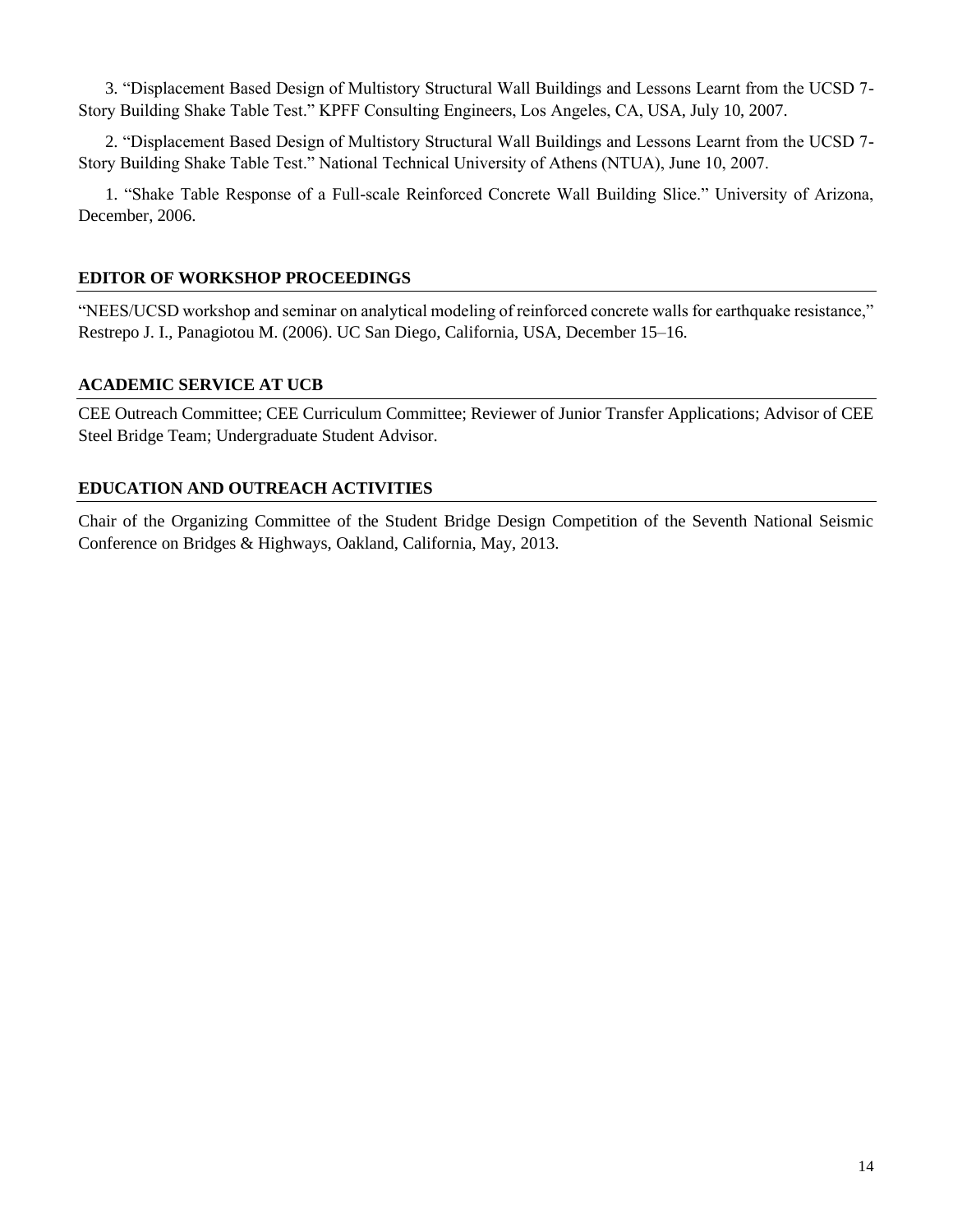3. "Displacement Based Design of Multistory Structural Wall Buildings and Lessons Learnt from the UCSD 7-Story Building Shake Table Test." KPFF Consulting Engineers, Los Angeles, CA, USA, July 10, 2007.

2. "Displacement Based Design of Multistory Structural Wall Buildings and Lessons Learnt from the UCSD 7-Story Building Shake Table Test." National Technical University of Athens (NTUA), June 10, 2007.

1. "Shake Table Response of a Full-scale Reinforced Concrete Wall Building Slice." University of Arizona, December, 2006.

## EDITOR OF WORKSHOP PROCEEDINGS

"NEES/UCSD workshop and seminar on analytical modeling of reinforced concrete walls for earthquake resistance," Restrepo J. I., Panagiotou M. (2006). UC San Diego, California, USA, December 15–16.

## ACADEMIC SERVICE AT UCB

CEE Outreach Committee; CEE Curriculum Committee; Reviewer of Junior Transfer Applications; Advisor of CEE Steel Bridge Team; Undergraduate Student Advisor.

## EDUCATION AND OUTREACH ACTIVITIES

Chair of the Organizing Committee of the Student Bridge Design Competition of the Seventh National Seismic Conference on Bridges & Highways, Oakland, California, May, 2013.